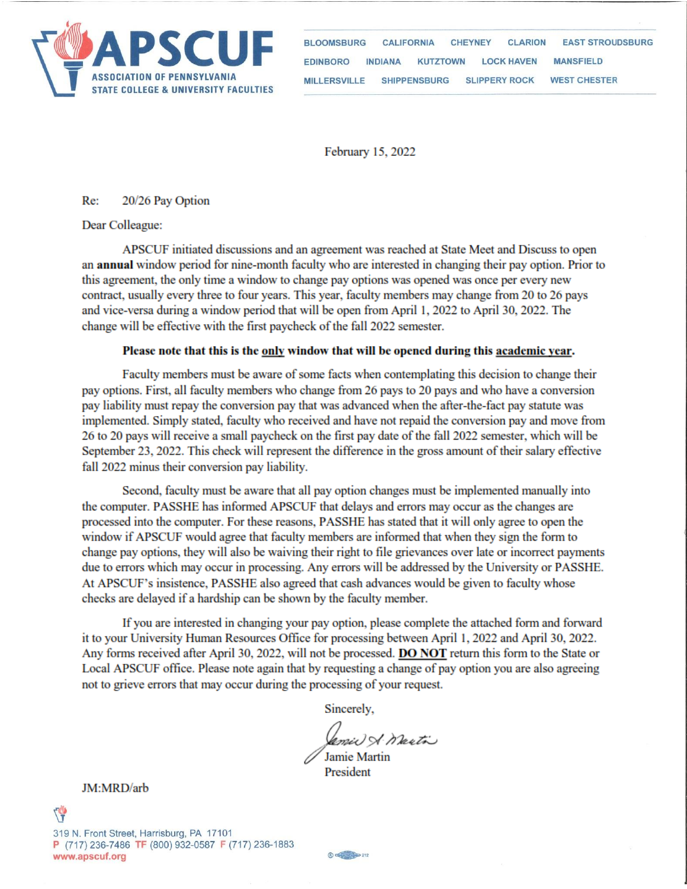# APSCUF

ASSOCIATION OF PENNSYLVANIA STATE COLLEGE & UNIVERSITY FACULTIES

BLOOMSBURG CALIFORNIA CHEYNEY CLARION EAST STROUDSBURG EDINBORO INDIANA KUTZTOWN LOCK HAVEN MANSFIELD MILLERSVILLE SHIPPENSBURG SLIPPERY ROCK WEST CHESTER

February 15, 2022

Re: 20/26 Pay Option

Dear Colleague:

APSCUF initiated discussions and an agreement was reached at State Meet and Discuss to open an **annual** window period for nine-month faculty who are interested in changing their pay option. Prior to this agreement, the only time a window to change pay options was opened was once per every new contract, usually every three to four years. This year, faculty members may change from 20 to 26 pays and vice-versa during a window period that will be open from April 1, 2022 to April 30, 2022. The change will be effective with the first paycheck of the fall 2022 semester.

**Please note that this is the only window that will be opened during this academic year.**

Faculty members must be aware of some facts when contemplating this decision to change their pay options. First, all faculty members who change from 26 pays to 20 pays and who have a conversion pay liability must repay the conversion pay that was advanced when the after-the-fact pay statute was implemented. Simply stated, faculty who received and have not repaid the conversion pay and move from 26 to 20 pays will receive a small paycheck on the first pay date of the fall 2022 semester, which will be September 23, 2022. This check will represent the difference in the gross amount of their salary effective fall 2022 minus their conversion pay liability.

Second, faculty must be aware that all pay option changes must be implemented manually into the computer. PASSHE has informed APSCUF that delays and errors may occur as the changes are processed into the computer. For these reasons, PASSHE has stated that it will only agree to open the window if APSCUF would agree that faculty members are informed that when they sign the form to change pay options, they will also be waiving their right to file grievances over late or incorrect payments due to errors which may occur in processing. Any errors will be addressed by the University or PASSHE. At APSCUF's insistence, PASSHE also agreed that cash advances would be given to faculty whose checks are delayed if a hardship can be shown by the faculty member.

If you are interested in changing your pay option, please complete the attached form and forward it to your University Human Resources Office for processing between April 1, 2022 and April 30, 2022. Any forms received after April 30, 2022, will not be processed. **DO NOT** return this form to the State or Local APSCUF office. Please note again that by requesting a change of pay option you are also agreeing not to grieve errors that may occur during the processing of your request.

Sincerely,

Jamie A. Martin

Jamie Martin
President

JM:MRD/arb

319 N. Front Street, Harrisburg, PA 17101
P (717) 236-7486 TF (800) 932-0587 F (717) 236-1883
www.apscuf.org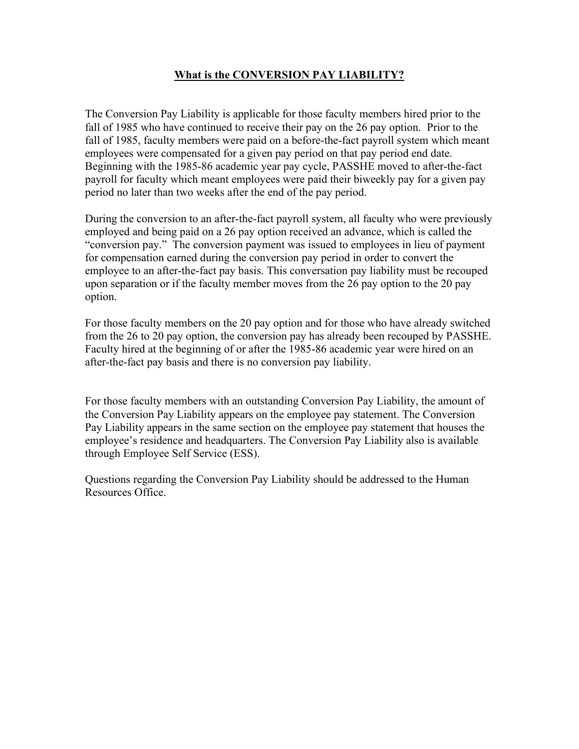## **What is the CONVERSION PAY LIABILITY?**

The Conversion Pay Liability is applicable for those faculty members hired prior to the fall of 1985 who have continued to receive their pay on the 26 pay option. Prior to the fall of 1985, faculty members were paid on a before-the-fact payroll system which meant employees were compensated for a given pay period on that pay period end date. Beginning with the 1985-86 academic year pay cycle, PASSHE moved to after-the-fact payroll for faculty which meant employees were paid their biweekly pay for a given pay period no later than two weeks after the end of the pay period.

During the conversion to an after-the-fact payroll system, all faculty who were previously employed and being paid on a 26 pay option received an advance, which is called the "conversion pay." The conversion payment was issued to employees in lieu of payment for compensation earned during the conversion pay period in order to convert the employee to an after-the-fact pay basis. This conversation pay liability must be recouped upon separation or if the faculty member moves from the 26 pay option to the 20 pay option.

For those faculty members on the 20 pay option and for those who have already switched from the 26 to 20 pay option, the conversion pay has already been recouped by PASSHE. Faculty hired at the beginning of or after the 1985-86 academic year were hired on an after-the-fact pay basis and there is no conversion pay liability.

For those faculty members with an outstanding Conversion Pay Liability, the amount of the Conversion Pay Liability appears on the employee pay statement. The Conversion Pay Liability appears in the same section on the employee pay statement that houses the employee's residence and headquarters. The Conversion Pay Liability also is available through Employee Self Service (ESS).

Questions regarding the Conversion Pay Liability should be addressed to the Human Resources Office.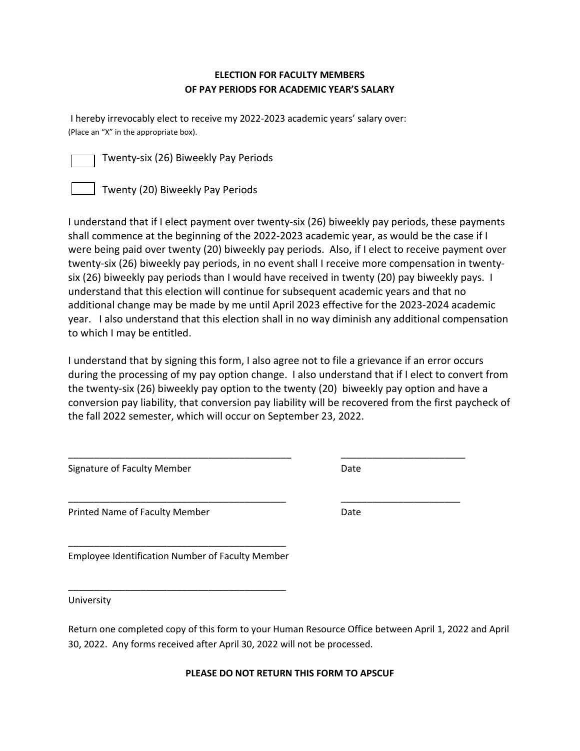**ELECTION FOR FACULTY MEMBERS**
**OF PAY PERIODS FOR ACADEMIC YEAR'S SALARY**

I hereby irrevocably elect to receive my 2022-2023 academic years' salary over:
(Place an "X" in the appropriate box).

☐ Twenty-six (26) Biweekly Pay Periods

☐ Twenty (20) Biweekly Pay Periods

I understand that if I elect payment over twenty-six (26) biweekly pay periods, these payments shall commence at the beginning of the 2022-2023 academic year, as would be the case if I were being paid over twenty (20) biweekly pay periods. Also, if I elect to receive payment over twenty-six (26) biweekly pay periods, in no event shall I receive more compensation in twenty-six (26) biweekly pay periods than I would have received in twenty (20) pay biweekly pays. I understand that this election will continue for subsequent academic years and that no additional change may be made by me until April 2023 effective for the 2023-2024 academic year. I also understand that this election shall in no way diminish any additional compensation to which I may be entitled.

I understand that by signing this form, I also agree not to file a grievance if an error occurs during the processing of my pay option change. I also understand that if I elect to convert from the twenty-six (26) biweekly pay option to the twenty (20) biweekly pay option and have a conversion pay liability, that conversion pay liability will be recovered from the first paycheck of the fall 2022 semester, which will occur on September 23, 2022.

\_\_\_\_\_\_\_\_\_\_\_\_\_\_\_\_\_\_\_\_\_\_\_\_\_\_\_\_\_\_\_\_\_\_\_\_\_\_\_\_\_\_ \_\_\_\_\_\_\_\_\_\_\_\_\_\_\_\_\_\_\_\_\_\_\_\_
Signature of Faculty Member Date

\_\_\_\_\_\_\_\_\_\_\_\_\_\_\_\_\_\_\_\_\_\_\_\_\_\_\_\_\_\_\_\_\_\_\_\_\_\_\_\_\_\_ \_\_\_\_\_\_\_\_\_\_\_\_\_\_\_\_\_\_\_\_\_\_\_\_
Printed Name of Faculty Member Date

\_\_\_\_\_\_\_\_\_\_\_\_\_\_\_\_\_\_\_\_\_\_\_\_\_\_\_\_\_\_\_\_\_\_\_\_\_\_\_\_\_\_
Employee Identification Number of Faculty Member

\_\_\_\_\_\_\_\_\_\_\_\_\_\_\_\_\_\_\_\_\_\_\_\_\_\_\_\_\_\_\_\_\_\_\_\_\_\_\_\_\_\_
University

Return one completed copy of this form to your Human Resource Office between April 1, 2022 and April 30, 2022. Any forms received after April 30, 2022 will not be processed.

**PLEASE DO NOT RETURN THIS FORM TO APSCUF**